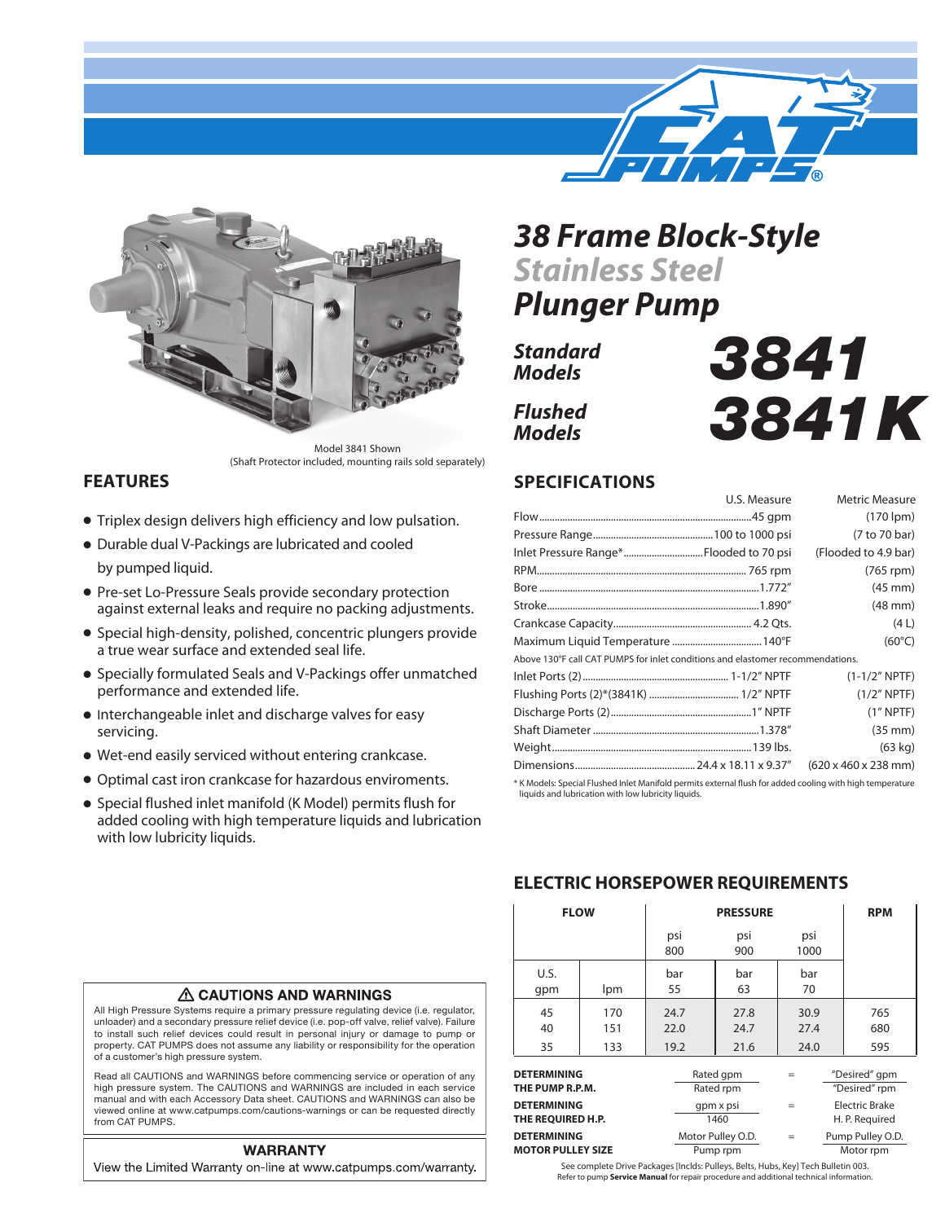# 38 Frame Block-Style

## Stainless Steel

## Plunger Pump

**Standard Models** **3841**

**Flushed Models** **3841K**

Model 3841 Shown
(Shaft Protector included, mounting rails sold separately)

## FEATURES

- Triplex design delivers high efficiency and low pulsation.
- Durable dual V-Packings are lubricated and cooled by pumped liquid.
- Pre-set Lo-Pressure Seals provide secondary protection against external leaks and require no packing adjustments.
- Special high-density, polished, concentric plungers provide a true wear surface and extended seal life.
- Specially formulated Seals and V-Packings offer unmatched performance and extended life.
- Interchangeable inlet and discharge valves for easy servicing.
- Wet-end easily serviced without entering crankcase.
- Optimal cast iron crankcase for hazardous enviroments.
- Special flushed inlet manifold (K Model) permits flush for added cooling with high temperature liquids and lubrication with low lubricity liquids.

## SPECIFICATIONS

| | U.S. Measure | Metric Measure |
|---|---|---|
| Flow | 45 gpm | (170 lpm) |
| Pressure Range | 100 to 1000 psi | (7 to 70 bar) |
| Inlet Pressure Range* | Flooded to 70 psi | (Flooded to 4.9 bar) |
| RPM | 765 rpm | (765 rpm) |
| Bore | 1.772″ | (45 mm) |
| Stroke | 1.890″ | (48 mm) |
| Crankcase Capacity | 4.2 Qts. | (4 L) |
| Maximum Liquid Temperature | 140°F | (60°C) |
| Above 130°F call CAT PUMPS for inlet conditions and elastomer recommendations. | | |
| Inlet Ports (2) | 1-1/2″ NPTF | (1-1/2″ NPTF) |
| Flushing Ports (2)*(3841K) | 1/2″ NPTF | (1/2″ NPTF) |
| Discharge Ports (2) | 1″ NPTF | (1″ NPTF) |
| Shaft Diameter | 1.378″ | (35 mm) |
| Weight | 139 lbs. | (63 kg) |
| Dimensions | 24.4 x 18.11 x 9.37″ | (620 x 460 x 238 mm) |

\* K Models: Special Flushed Inlet Manifold permits external flush for added cooling with high temperature liquids and lubrication with low lubricity liquids.

## ELECTRIC HORSEPOWER REQUIREMENTS

| FLOW | | PRESSURE | | | RPM |
|---|---|---|---|---|---|
| | | psi 800 | psi 900 | psi 1000 | |
| U.S. gpm | lpm | bar 55 | bar 63 | bar 70 | |
| 45 | 170 | 24.7 | 27.8 | 30.9 | 765 |
| 40 | 151 | 22.0 | 24.7 | 27.4 | 680 |
| 35 | 133 | 19.2 | 21.6 | 24.0 | 595 |

**DETERMINING THE PUMP R.P.M.** — Rated gpm / Rated rpm = "Desired" gpm / "Desired" rpm

**DETERMINING THE REQUIRED H.P.** — gpm x psi / 1460 = Electric Brake H. P. Required

**DETERMINING MOTOR PULLEY SIZE** — Motor Pulley O.D. / Pump rpm = Pump Pulley O.D. / Motor rpm

See complete Drive Packages [Inclds: Pulleys, Belts, Hubs, Key] Tech Bulletin 003.
Refer to pump **Service Manual** for repair procedure and additional technical information.

### ⚠ CAUTIONS AND WARNINGS

All High Pressure Systems require a primary pressure regulating device (i.e. regulator, unloader) and a secondary pressure relief device (i.e. pop-off valve, relief valve). Failure to install such relief devices could result in personal injury or damage to pump or property. CAT PUMPS does not assume any liability or responsibility for the operation of a customer's high pressure system.

Read all CAUTIONS and WARNINGS before commencing service or operation of any high pressure system. The CAUTIONS and WARNINGS are included in each service manual and with each Accessory Data sheet. CAUTIONS and WARNINGS can also be viewed online at www.catpumps.com/cautions-warnings or can be requested directly from CAT PUMPS.

### WARRANTY

View the Limited Warranty on-line at www.catpumps.com/warranty.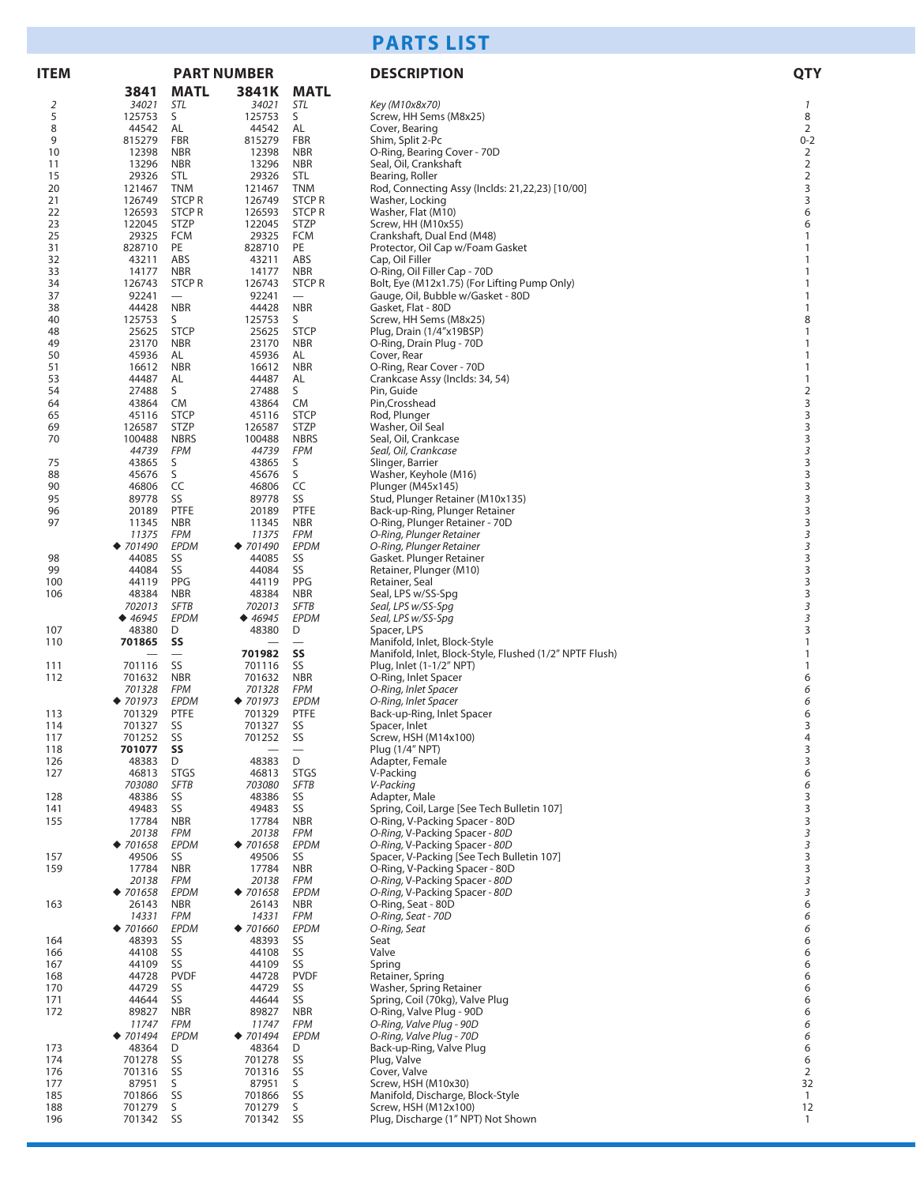# PARTS LIST

| ITEM | PART NUMBER 3841 | MATL | 3841K | MATL | DESCRIPTION | QTY |
|---|---|---|---|---|---|---|
| *2* | *34021* | *STL* | *34021* | *STL* | *Key (M10x8x70)* | *1* |
| 5 | 125753 | S | 125753 | S | Screw, HH Sems (M8x25) | 8 |
| 8 | 44542 | AL | 44542 | AL | Cover, Bearing | 2 |
| 9 | 815279 | FBR | 815279 | FBR | Shim, Split 2-Pc | 0-2 |
| 10 | 12398 | NBR | 12398 | NBR | O-Ring, Bearing Cover - 70D | 2 |
| 11 | 13296 | NBR | 13296 | NBR | Seal, Oil, Crankshaft | 2 |
| 15 | 29326 | STL | 29326 | STL | Bearing, Roller | 2 |
| 20 | 121467 | TNM | 121467 | TNM | Rod, Connecting Assy (Inclds: 21,22,23) [10/00] | 3 |
| 21 | 126749 | STCP R | 126749 | STCP R | Washer, Locking | 3 |
| 22 | 126593 | STCP R | 126593 | STCP R | Washer, Flat (M10) | 6 |
| 23 | 122045 | STZP | 122045 | STZP | Screw, HH (M10x55) | 6 |
| 25 | 29325 | FCM | 29325 | FCM | Crankshaft, Dual End (M48) | 1 |
| 31 | 828710 | PE | 828710 | PE | Protector, Oil Cap w/Foam Gasket | 1 |
| 32 | 43211 | ABS | 43211 | ABS | Cap, Oil Filler | 1 |
| 33 | 14177 | NBR | 14177 | NBR | O-Ring, Oil Filler Cap - 70D | 1 |
| 34 | 126743 | STCP R | 126743 | STCP R | Bolt, Eye (M12x1.75) (For Lifting Pump Only) | 1 |
| 37 | 92241 | — | 92241 | — | Gauge, Oil, Bubble w/Gasket - 80D | 1 |
| 38 | 44428 | NBR | 44428 | NBR | Gasket, Flat - 80D | 1 |
| 40 | 125753 | S | 125753 | S | Screw, HH Sems (M8x25) | 8 |
| 48 | 25625 | STCP | 25625 | STCP | Plug, Drain (1/4"x19BSP) | 1 |
| 49 | 23170 | NBR | 23170 | NBR | O-Ring, Drain Plug - 70D | 1 |
| 50 | 45936 | AL | 45936 | AL | Cover, Rear | 1 |
| 51 | 16612 | NBR | 16612 | NBR | O-Ring, Rear Cover - 70D | 1 |
| 53 | 44487 | AL | 44487 | AL | Crankcase Assy (Inclds: 34, 54) | 1 |
| 54 | 27488 | S | 27488 | S | Pin, Guide | 2 |
| 64 | 43864 | CM | 43864 | CM | Pin,Crosshead | 3 |
| 65 | 45116 | STCP | 45116 | STCP | Rod, Plunger | 3 |
| 69 | 126587 | STZP | 126587 | STZP | Washer, Oil Seal | 3 |
| 70 | 100488 | NBRS | 100488 | NBRS | Seal, Oil, Crankcase | 3 |
| | *44739* | *FPM* | *44739* | *FPM* | *Seal, Oil, Crankcase* | *3* |
| 75 | 43865 | S | 43865 | S | Slinger, Barrier | 3 |
| 88 | 45676 | S | 45676 | S | Washer, Keyhole (M16) | 3 |
| 90 | 46806 | CC | 46806 | CC | Plunger (M45x145) | 3 |
| 95 | 89778 | SS | 89778 | SS | Stud, Plunger Retainer (M10x135) | 3 |
| 96 | 20189 | PTFE | 20189 | PTFE | Back-up-Ring, Plunger Retainer | 3 |
| 97 | 11345 | NBR | 11345 | NBR | O-Ring, Plunger Retainer - 70D | 3 |
| | *11375* | *FPM* | *11375* | *FPM* | *O-Ring, Plunger Retainer* | *3* |
| | *◆ 701490* | *EPDM* | *◆ 701490* | *EPDM* | *O-Ring, Plunger Retainer* | *3* |
| 98 | 44085 | SS | 44085 | SS | Gasket. Plunger Retainer | 3 |
| 99 | 44084 | SS | 44084 | SS | Retainer, Plunger (M10) | 3 |
| 100 | 44119 | PPG | 44119 | PPG | Retainer, Seal | 3 |
| 106 | 48384 | NBR | 48384 | NBR | Seal, LPS w/SS-Spg | 3 |
| | *702013* | *SFTB* | *702013* | *SFTB* | *Seal, LPS w/SS-Spg* | *3* |
| | *◆ 46945* | *EPDM* | *◆ 46945* | *EPDM* | *Seal, LPS w/SS-Spg* | *3* |
| 107 | 48380 | D | 48380 | D | Spacer, LPS | 3 |
| 110 | **701865** | **SS** | — | — | Manifold, Inlet, Block-Style | 1 |
| | — | — | **701982** | **SS** | Manifold, Inlet, Block-Style, Flushed (1/2" NPTF Flush) | 1 |
| 111 | 701116 | SS | 701116 | SS | Plug, Inlet (1-1/2" NPT) | 1 |
| 112 | 701632 | NBR | 701632 | NBR | O-Ring, Inlet Spacer | 6 |
| | *701328* | *FPM* | *701328* | *FPM* | *O-Ring, Inlet Spacer* | *6* |
| | *◆ 701973* | *EPDM* | *◆ 701973* | *EPDM* | *O-Ring, Inlet Spacer* | *6* |
| 113 | 701329 | PTFE | 701329 | PTFE | Back-up-Ring, Inlet Spacer | 6 |
| 114 | 701327 | SS | 701327 | SS | Spacer, Inlet | 3 |
| 117 | 701252 | SS | 701252 | SS | Screw, HSH (M14x100) | 4 |
| 118 | **701077** | **SS** | — | — | Plug (1/4" NPT) | 3 |
| 126 | 48383 | D | 48383 | D | Adapter, Female | 3 |
| 127 | 46813 | STGS | 46813 | STGS | V-Packing | 6 |
| | *703080* | *SFTB* | *703080* | *SFTB* | *V-Packing* | *6* |
| 128 | 48386 | SS | 48386 | SS | Adapter, Male | 3 |
| 141 | 49483 | SS | 49483 | SS | Spring, Coil, Large [See Tech Bulletin 107] | 3 |
| 155 | 17784 | NBR | 17784 | NBR | O-Ring, V-Packing Spacer - 80D | 3 |
| | *20138* | *FPM* | *20138* | *FPM* | *O-Ring, V-Packing Spacer - 80D* | *3* |
| | *◆ 701658* | *EPDM* | *◆ 701658* | *EPDM* | *O-Ring, V-Packing Spacer - 80D* | *3* |
| 157 | 49506 | SS | 49506 | SS | Spacer, V-Packing [See Tech Bulletin 107] | 3 |
| 159 | 17784 | NBR | 17784 | NBR | O-Ring, V-Packing Spacer - 80D | 3 |
| | *20138* | *FPM* | *20138* | *FPM* | *O-Ring, V-Packing Spacer - 80D* | *3* |
| | *◆ 701658* | *EPDM* | *◆ 701658* | *EPDM* | *O-Ring, V-Packing Spacer - 80D* | *3* |
| 163 | 26143 | NBR | 26143 | NBR | O-Ring, Seat - 80D | 6 |
| | *14331* | *FPM* | *14331* | *FPM* | *O-Ring, Seat - 70D* | *6* |
| | *◆ 701660* | *EPDM* | *◆ 701660* | *EPDM* | *O-Ring, Seat* | *6* |
| 164 | 48393 | SS | 48393 | SS | Seat | 6 |
| 166 | 44108 | SS | 44108 | SS | Valve | 6 |
| 167 | 44109 | SS | 44109 | SS | Spring | 6 |
| 168 | 44728 | PVDF | 44728 | PVDF | Retainer, Spring | 6 |
| 170 | 44729 | SS | 44729 | SS | Washer, Spring Retainer | 6 |
| 171 | 44644 | SS | 44644 | SS | Spring, Coil (70kg), Valve Plug | 6 |
| 172 | 89827 | NBR | 89827 | NBR | O-Ring, Valve Plug - 90D | 6 |
| | *11747* | *FPM* | *11747* | *FPM* | *O-Ring, Valve Plug - 90D* | *6* |
| | *◆ 701494* | *EPDM* | *◆ 701494* | *EPDM* | *O-Ring, Valve Plug - 70D* | *6* |
| 173 | 48364 | D | 48364 | D | Back-up-Ring, Valve Plug | 6 |
| 174 | 701278 | SS | 701278 | SS | Plug, Valve | 6 |
| 176 | 701316 | SS | 701316 | SS | Cover, Valve | 2 |
| 177 | 87951 | S | 87951 | S | Screw, HSH (M10x30) | 32 |
| 185 | 701866 | SS | 701866 | SS | Manifold, Discharge, Block-Style | 1 |
| 188 | 701279 | S | 701279 | S | Screw, HSH (M12x100) | 12 |
| 196 | 701342 | SS | 701342 | SS | Plug, Discharge (1" NPT) Not Shown | 1 |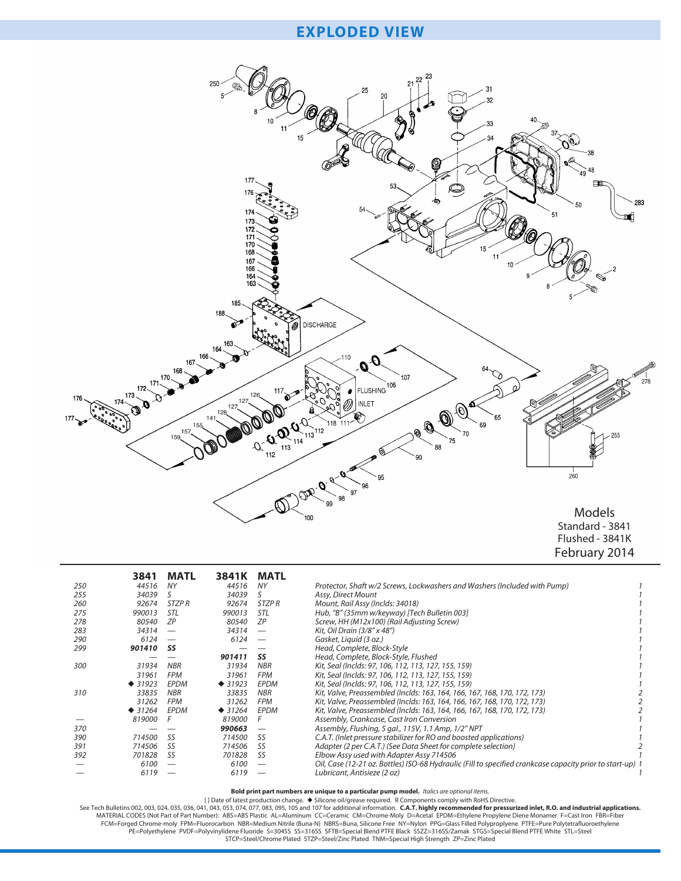# EXPLODED VIEW

Models
Standard - 3841
Flushed - 3841K
February 2014

| | 3841 | MATL | 3841K | MATL | | |
|---|---|---|---|---|---|---|
| 250 | *44516* | *NY* | *44516* | *NY* | *Protector, Shaft w/2 Screws, Lockwashers and Washers (Included with Pump)* | *1* |
| 255 | *34039* | *S* | *34039* | *S* | *Assy, Direct Mount* | *1* |
| 260 | *92674* | *STZP R* | *92674* | *STZP R* | *Mount, Rail Assy (Inclds: 34018)* | *1* |
| 275 | *990013* | *STL* | *990013* | *STL* | *Hub, "B" (35mm w/keyway) [Tech Bulletin 003]* | *1* |
| 278 | *80540* | *ZP* | *80540* | *ZP* | *Screw, HH (M12x100) (Rail Adjusting Screw)* | *1* |
| 283 | *34314* | *—* | *34314* | *—* | *Kit, Oil Drain (3/8" x 48")* | *1* |
| 290 | *6124* | *—* | *6124* | *—* | *Gasket, Liquid (3 oz.)* | *1* |
| 299 | ***901410*** | ***SS*** | *—* | *—* | *Head, Complete, Block-Style* | *1* |
| | *—* | *—* | ***901411*** | ***SS*** | *Head, Complete, Block-Style, Flushed* | *1* |
| 300 | *31934* | *NBR* | *31934* | *NBR* | *Kit, Seal (Inclds: 97, 106, 112, 113, 127, 155, 159)* | *1* |
| | *31961* | *FPM* | *31961* | *FPM* | *Kit, Seal (Inclds: 97, 106, 112, 113, 127, 155, 159)* | *1* |
| | *◆ 31923* | *EPDM* | *◆ 31923* | *EPDM* | *Kit, Seal (Inclds: 97, 106, 112, 113, 127, 155, 159)* | *1* |
| 310 | *33835* | *NBR* | *33835* | *NBR* | *Kit, Valve, Preassembled (Inclds: 163, 164, 166, 167, 168, 170, 172, 173)* | *2* |
| | *31262* | *FPM* | *31262* | *FPM* | *Kit, Valve, Preassembled (Inclds: 163, 164, 166, 167, 168, 170, 172, 173)* | *2* |
| | *◆ 31264* | *EPDM* | *◆ 31264* | *EPDM* | *Kit, Valve, Preassembled (Inclds: 163, 164, 166, 167, 168, 170, 172, 173)* | *2* |
| — | *819000* | *F* | *819000* | *F* | *Assembly, Crankcase, Cast Iron Conversion* | *1* |
| 370 | *—* | *—* | ***990663*** | *—* | *Assembly, Flushing, 5 gal., 115V, 1.1 Amp, 1/2" NPT* | *1* |
| 390 | *714500* | *SS* | *714500* | *SS* | *C.A.T. (Inlet pressure stabilizer for RO and boosted applications)* | *1* |
| 391 | *714506* | *SS* | *714506* | *SS* | *Adapter (2 per C.A.T.) (See Data Sheet for complete selection)* | *2* |
| 392 | *701828* | *SS* | *701828* | *SS* | *Elbow Assy used with Adapter Assy 714506* | *1* |
| — | *6100* | *—* | *6100* | *—* | *Oil, Case (12-21 oz. Bottles) ISO-68 Hydraulic (Fill to specified crankcase capacity prior to start-up)* | *1* |
| — | *6119* | *—* | *6119* | *—* | *Lubricant, Antisieze (2 oz)* | *1* |

**Bold print part numbers are unique to a particular pump model.** *Italics are optional items.*

[ ] Date of latest production change. ◆ Silicone oil/grease required. R Components comply with RoHS Directive.

See Tech Bulletins 002, 003, 024, 035, 036, 041, 043, 053, 074, 077, 083, 095, 105 and 107 for additional information. **C.A.T. highly recommended for pressurized inlet, R.O. and industrial applications.**

MATERIAL CODES (Not Part of Part Number): ABS=ABS Plastic AL=Aluminum CC=Ceramic CM=Chrome-Moly D=Acetal EPDM=Ethylene Propylene Diene Monamer F=Cast Iron FBR=Fiber FCM=Forged Chrome-moly FPM=Fluorocarbon NBR=Medium Nitrile (Buna-N) NBRS=Buna, Silicone Free NY=Nylon PPG=Glass Filled Polyproplyene PTFE=Pure Polytetrafluoroethylene PE=Polyethylene PVDF=Polyvinylidene Fluoride S=304SS SS=316SS SFTB=Special Blend PTFE Black SSZZ=316SS/Zamak STGS=Special Blend PTFE White STL=Steel STCP=Steel/Chrome Plated STZP=Steel/Zinc Plated TNM=Special High Strength ZP=Zinc Plated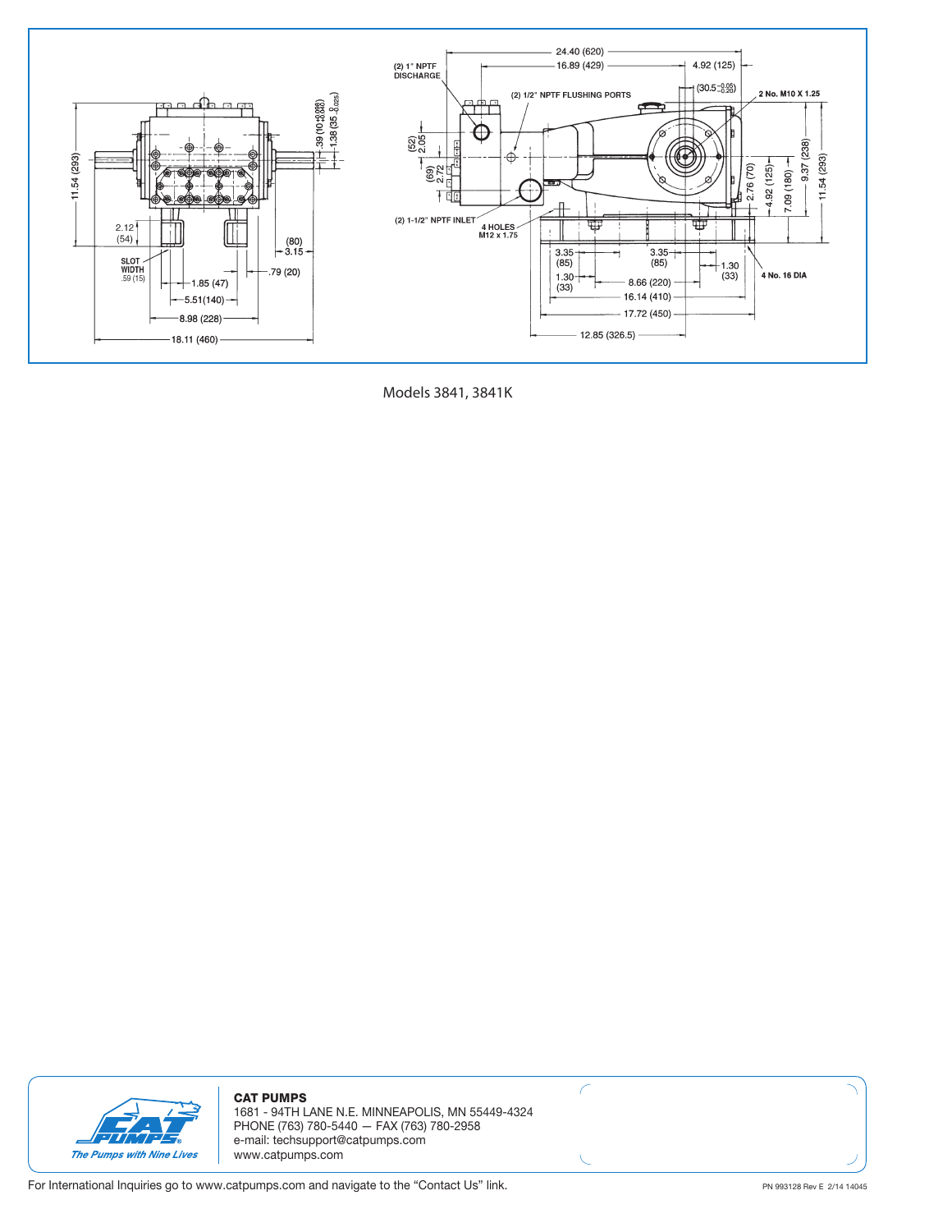(2) 1" NPTF DISCHARGE

(2) 1/2" NPTF FLUSHING PORTS

(2) 1-1/2" NPTF INLET

4 HOLES M12 x 1.75

2 No. M10 X 1.25

4 No. 16 DIA

SLOT WIDTH .59 (15)

24.40 (620)

16.89 (429)

4.92 (125)

11.54 (293)

2.12 (54)

(80) 3.15

.79 (20)

1.85 (47)

5.51(140)

8.98 (228)

18.11 (460)

3.35 (85)

1.30 (33)

8.66 (220)

16.14 (410)

17.72 (450)

12.85 (326.5)

2.76 (70)

7.09 (180)

9.37 (238)

Models 3841, 3841K

**CAT PUMPS**
1681 - 94TH LANE N.E. MINNEAPOLIS, MN 55449-4324
PHONE (763) 780-5440 — FAX (763) 780-2958
e-mail: techsupport@catpumps.com
www.catpumps.com

*The Pumps with Nine Lives*

For International Inquiries go to www.catpumps.com and navigate to the "Contact Us" link.

PN 993128 Rev E 2/14 14045